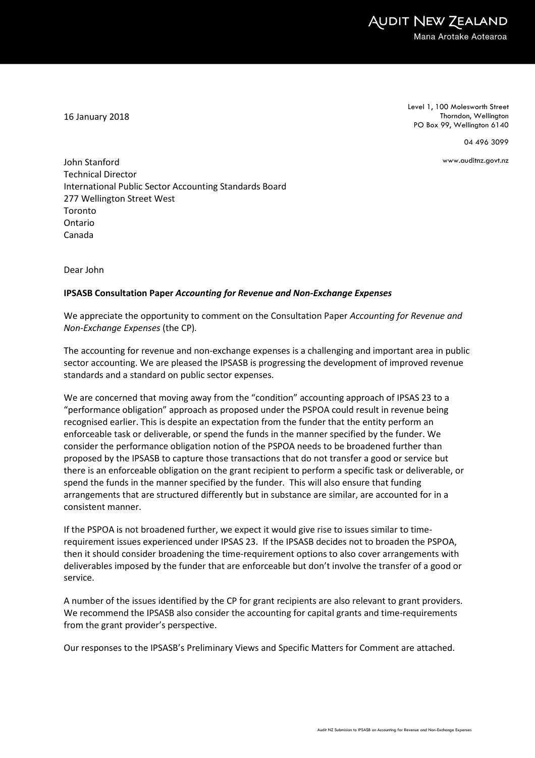AUDIT NEW ZEALAND
Mana Arotake Aotearoa

16 January 2018

Level 1, 100 Molesworth Street
Thorndon, Wellington
PO Box 99, Wellington 6140

04 496 3099

www.auditnz.govt.nz

John Stanford
Technical Director
International Public Sector Accounting Standards Board
277 Wellington Street West
Toronto
Ontario
Canada

Dear John

**IPSASB Consultation Paper *Accounting for Revenue and Non-Exchange Expenses***

We appreciate the opportunity to comment on the Consultation Paper *Accounting for Revenue and Non-Exchange Expenses* (the CP).

The accounting for revenue and non-exchange expenses is a challenging and important area in public sector accounting. We are pleased the IPSASB is progressing the development of improved revenue standards and a standard on public sector expenses.

We are concerned that moving away from the "condition" accounting approach of IPSAS 23 to a "performance obligation" approach as proposed under the PSPOA could result in revenue being recognised earlier. This is despite an expectation from the funder that the entity perform an enforceable task or deliverable, or spend the funds in the manner specified by the funder. We consider the performance obligation notion of the PSPOA needs to be broadened further than proposed by the IPSASB to capture those transactions that do not transfer a good or service but there is an enforceable obligation on the grant recipient to perform a specific task or deliverable, or spend the funds in the manner specified by the funder. This will also ensure that funding arrangements that are structured differently but in substance are similar, are accounted for in a consistent manner.

If the PSPOA is not broadened further, we expect it would give rise to issues similar to time-requirement issues experienced under IPSAS 23. If the IPSASB decides not to broaden the PSPOA, then it should consider broadening the time-requirement options to also cover arrangements with deliverables imposed by the funder that are enforceable but don't involve the transfer of a good or service.

A number of the issues identified by the CP for grant recipients are also relevant to grant providers. We recommend the IPSASB also consider the accounting for capital grants and time-requirements from the grant provider's perspective.

Our responses to the IPSASB's Preliminary Views and Specific Matters for Comment are attached.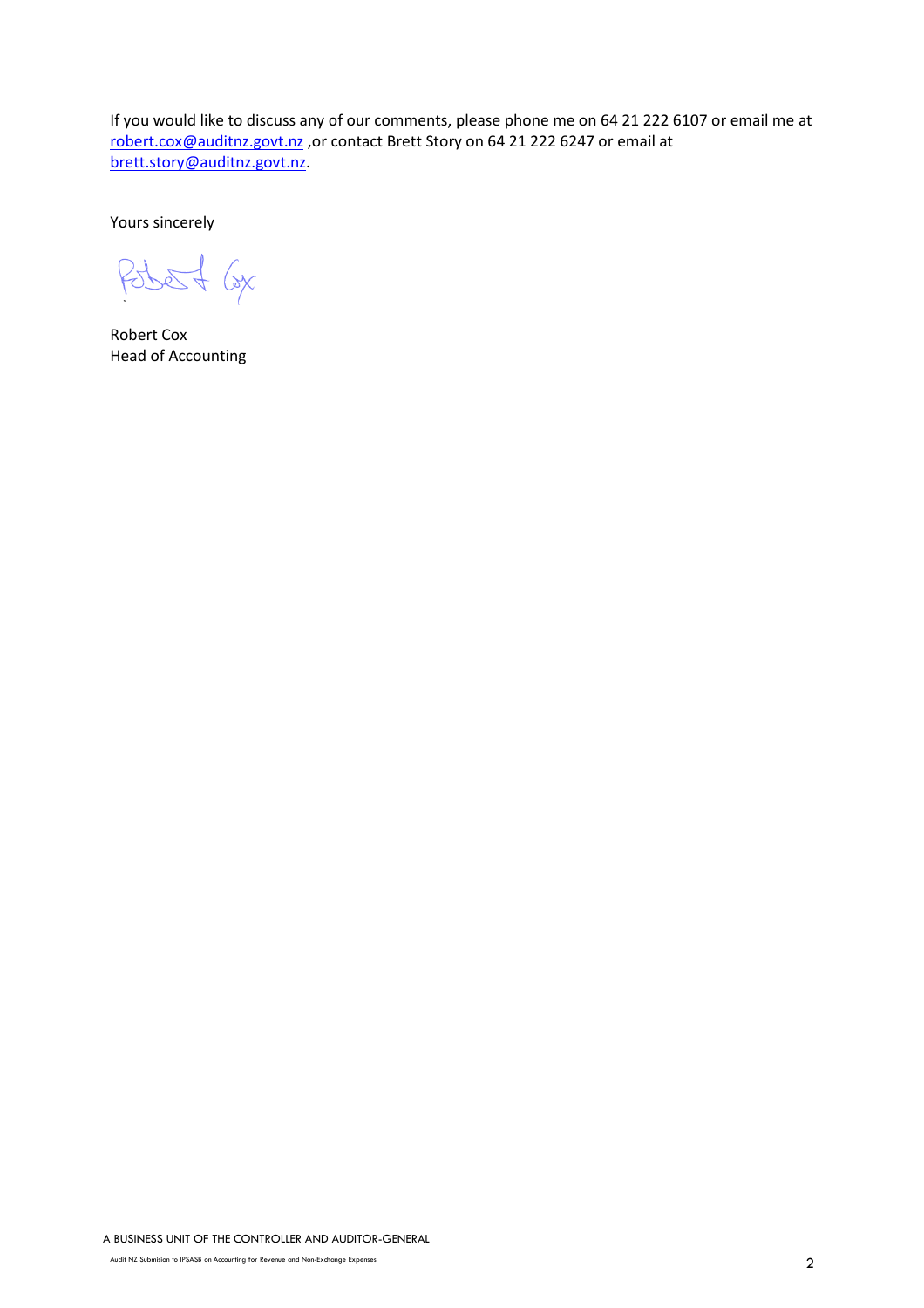If you would like to discuss any of our comments, please phone me on 64 21 222 6107 or email me at robert.cox@auditnz.govt.nz ,or contact Brett Story on 64 21 222 6247 or email at brett.story@auditnz.govt.nz.

Yours sincerely

Robert Cox
Head of Accounting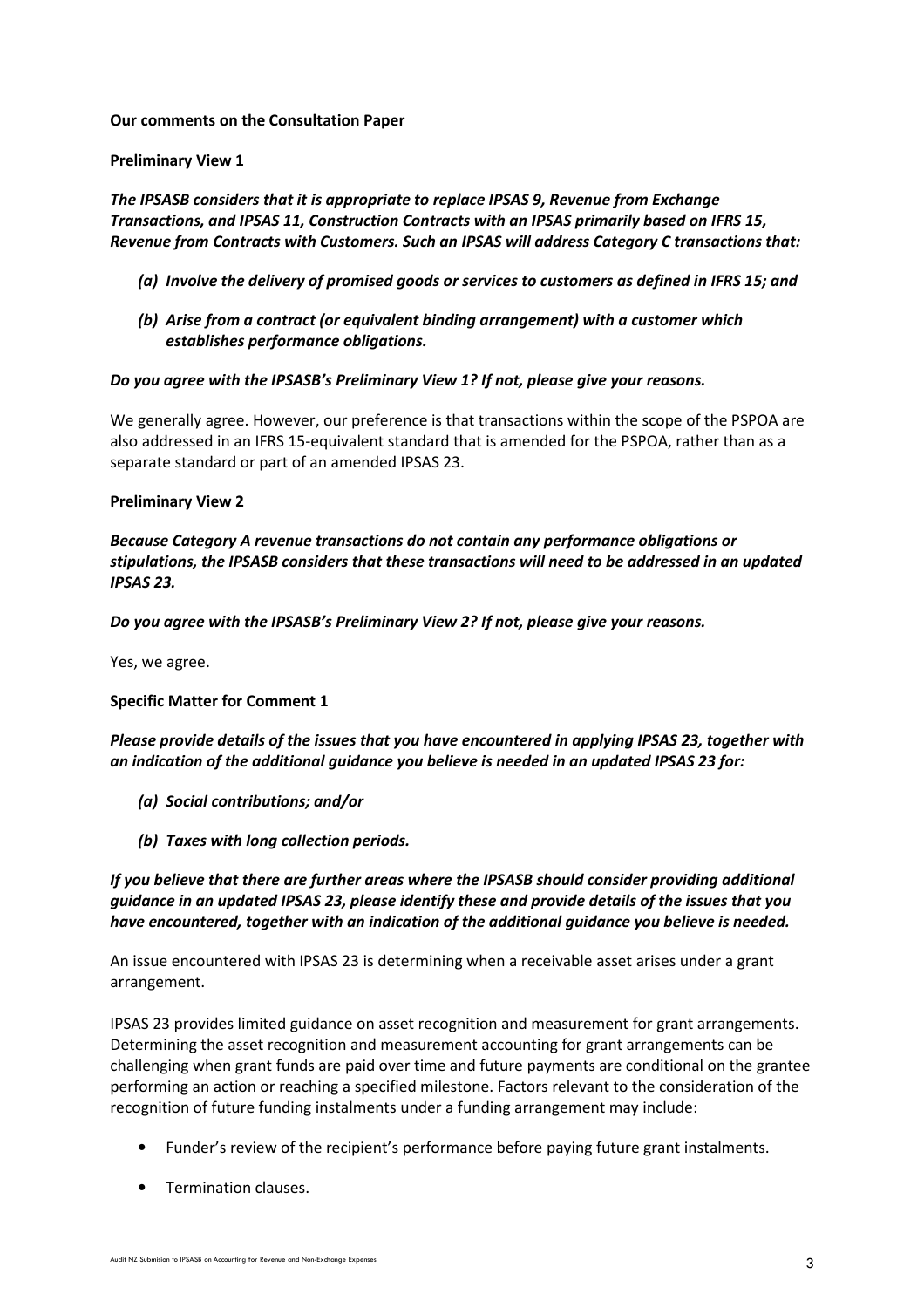**Our comments on the Consultation Paper**

**Preliminary View 1**

***The IPSASB considers that it is appropriate to replace IPSAS 9, Revenue from Exchange Transactions, and IPSAS 11, Construction Contracts with an IPSAS primarily based on IFRS 15, Revenue from Contracts with Customers. Such an IPSAS will address Category C transactions that:***

- ***(a) Involve the delivery of promised goods or services to customers as defined in IFRS 15; and***
- ***(b) Arise from a contract (or equivalent binding arrangement) with a customer which establishes performance obligations.***

***Do you agree with the IPSASB's Preliminary View 1? If not, please give your reasons.***

We generally agree. However, our preference is that transactions within the scope of the PSPOA are also addressed in an IFRS 15-equivalent standard that is amended for the PSPOA, rather than as a separate standard or part of an amended IPSAS 23.

**Preliminary View 2**

***Because Category A revenue transactions do not contain any performance obligations or stipulations, the IPSASB considers that these transactions will need to be addressed in an updated IPSAS 23.***

***Do you agree with the IPSASB's Preliminary View 2? If not, please give your reasons.***

Yes, we agree.

**Specific Matter for Comment 1**

***Please provide details of the issues that you have encountered in applying IPSAS 23, together with an indication of the additional guidance you believe is needed in an updated IPSAS 23 for:***

- ***(a) Social contributions; and/or***
- ***(b) Taxes with long collection periods.***

***If you believe that there are further areas where the IPSASB should consider providing additional guidance in an updated IPSAS 23, please identify these and provide details of the issues that you have encountered, together with an indication of the additional guidance you believe is needed.***

An issue encountered with IPSAS 23 is determining when a receivable asset arises under a grant arrangement.

IPSAS 23 provides limited guidance on asset recognition and measurement for grant arrangements. Determining the asset recognition and measurement accounting for grant arrangements can be challenging when grant funds are paid over time and future payments are conditional on the grantee performing an action or reaching a specified milestone. Factors relevant to the consideration of the recognition of future funding instalments under a funding arrangement may include:

- Funder's review of the recipient's performance before paying future grant instalments.
- Termination clauses.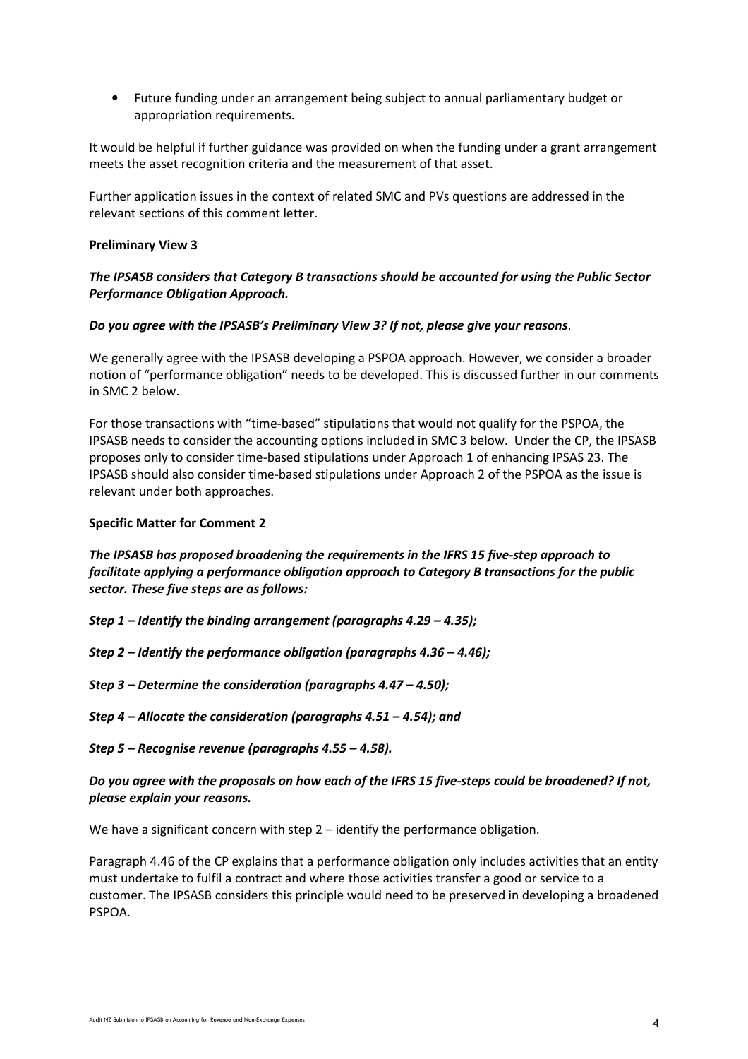- Future funding under an arrangement being subject to annual parliamentary budget or appropriation requirements.

It would be helpful if further guidance was provided on when the funding under a grant arrangement meets the asset recognition criteria and the measurement of that asset.

Further application issues in the context of related SMC and PVs questions are addressed in the relevant sections of this comment letter.

**Preliminary View 3**

***The IPSASB considers that Category B transactions should be accounted for using the Public Sector Performance Obligation Approach.***

***Do you agree with the IPSASB's Preliminary View 3? If not, please give your reasons***.

We generally agree with the IPSASB developing a PSPOA approach. However, we consider a broader notion of "performance obligation" needs to be developed. This is discussed further in our comments in SMC 2 below.

For those transactions with "time-based" stipulations that would not qualify for the PSPOA, the IPSASB needs to consider the accounting options included in SMC 3 below. Under the CP, the IPSASB proposes only to consider time-based stipulations under Approach 1 of enhancing IPSAS 23. The IPSASB should also consider time-based stipulations under Approach 2 of the PSPOA as the issue is relevant under both approaches.

**Specific Matter for Comment 2**

***The IPSASB has proposed broadening the requirements in the IFRS 15 five-step approach to facilitate applying a performance obligation approach to Category B transactions for the public sector. These five steps are as follows:***

***Step 1 – Identify the binding arrangement (paragraphs 4.29 – 4.35);***

***Step 2 – Identify the performance obligation (paragraphs 4.36 – 4.46);***

***Step 3 – Determine the consideration (paragraphs 4.47 – 4.50);***

***Step 4 – Allocate the consideration (paragraphs 4.51 – 4.54); and***

***Step 5 – Recognise revenue (paragraphs 4.55 – 4.58).***

***Do you agree with the proposals on how each of the IFRS 15 five-steps could be broadened? If not, please explain your reasons.***

We have a significant concern with step 2 – identify the performance obligation.

Paragraph 4.46 of the CP explains that a performance obligation only includes activities that an entity must undertake to fulfil a contract and where those activities transfer a good or service to a customer. The IPSASB considers this principle would need to be preserved in developing a broadened PSPOA.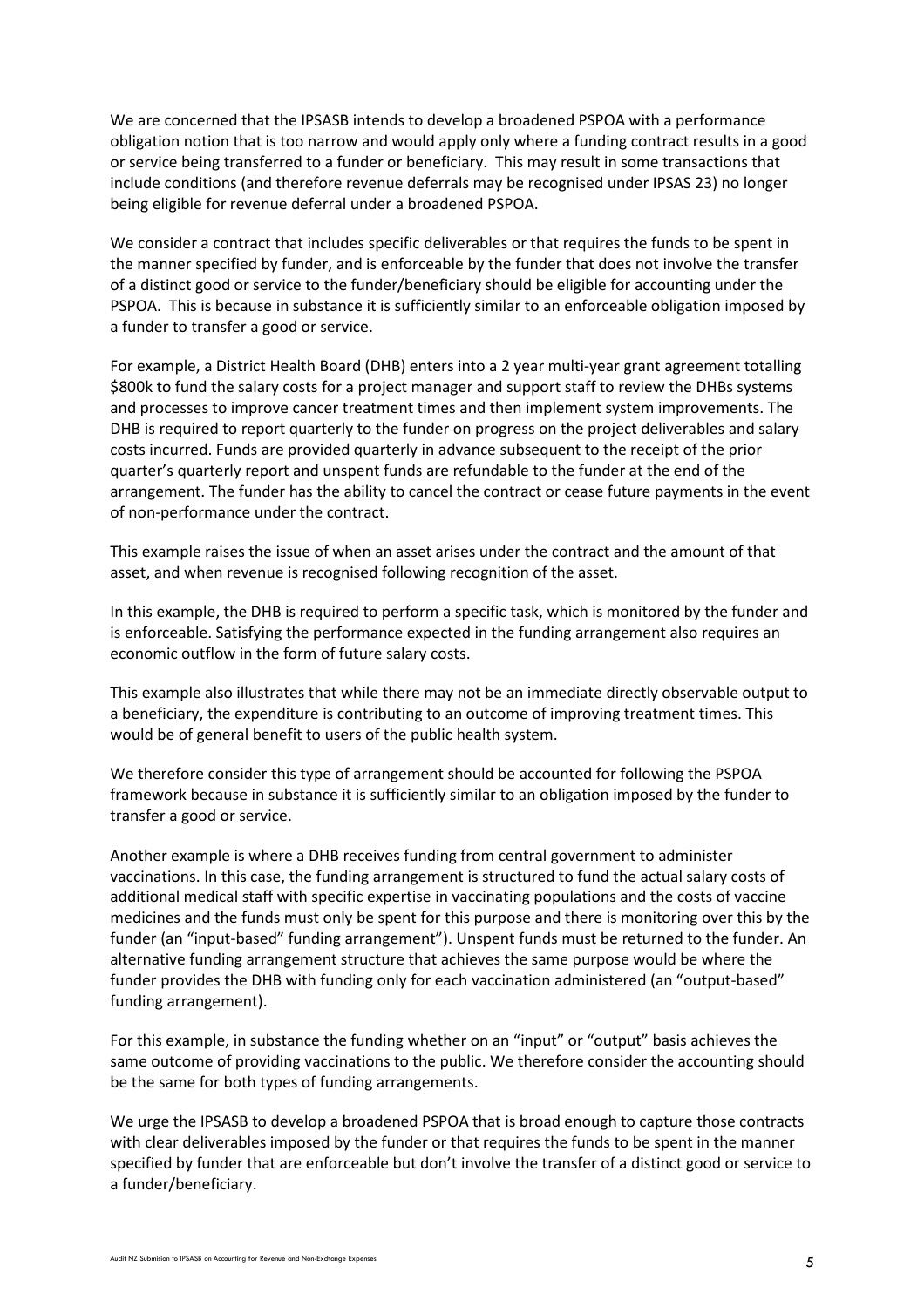We are concerned that the IPSASB intends to develop a broadened PSPOA with a performance obligation notion that is too narrow and would apply only where a funding contract results in a good or service being transferred to a funder or beneficiary. This may result in some transactions that include conditions (and therefore revenue deferrals may be recognised under IPSAS 23) no longer being eligible for revenue deferral under a broadened PSPOA.

We consider a contract that includes specific deliverables or that requires the funds to be spent in the manner specified by funder, and is enforceable by the funder that does not involve the transfer of a distinct good or service to the funder/beneficiary should be eligible for accounting under the PSPOA. This is because in substance it is sufficiently similar to an enforceable obligation imposed by a funder to transfer a good or service.

For example, a District Health Board (DHB) enters into a 2 year multi-year grant agreement totalling $800k to fund the salary costs for a project manager and support staff to review the DHBs systems and processes to improve cancer treatment times and then implement system improvements. The DHB is required to report quarterly to the funder on progress on the project deliverables and salary costs incurred. Funds are provided quarterly in advance subsequent to the receipt of the prior quarter's quarterly report and unspent funds are refundable to the funder at the end of the arrangement. The funder has the ability to cancel the contract or cease future payments in the event of non-performance under the contract.

This example raises the issue of when an asset arises under the contract and the amount of that asset, and when revenue is recognised following recognition of the asset.

In this example, the DHB is required to perform a specific task, which is monitored by the funder and is enforceable. Satisfying the performance expected in the funding arrangement also requires an economic outflow in the form of future salary costs.

This example also illustrates that while there may not be an immediate directly observable output to a beneficiary, the expenditure is contributing to an outcome of improving treatment times. This would be of general benefit to users of the public health system.

We therefore consider this type of arrangement should be accounted for following the PSPOA framework because in substance it is sufficiently similar to an obligation imposed by the funder to transfer a good or service.

Another example is where a DHB receives funding from central government to administer vaccinations. In this case, the funding arrangement is structured to fund the actual salary costs of additional medical staff with specific expertise in vaccinating populations and the costs of vaccine medicines and the funds must only be spent for this purpose and there is monitoring over this by the funder (an "input-based" funding arrangement"). Unspent funds must be returned to the funder. An alternative funding arrangement structure that achieves the same purpose would be where the funder provides the DHB with funding only for each vaccination administered (an "output-based" funding arrangement).

For this example, in substance the funding whether on an "input" or "output" basis achieves the same outcome of providing vaccinations to the public. We therefore consider the accounting should be the same for both types of funding arrangements.

We urge the IPSASB to develop a broadened PSPOA that is broad enough to capture those contracts with clear deliverables imposed by the funder or that requires the funds to be spent in the manner specified by funder that are enforceable but don't involve the transfer of a distinct good or service to a funder/beneficiary.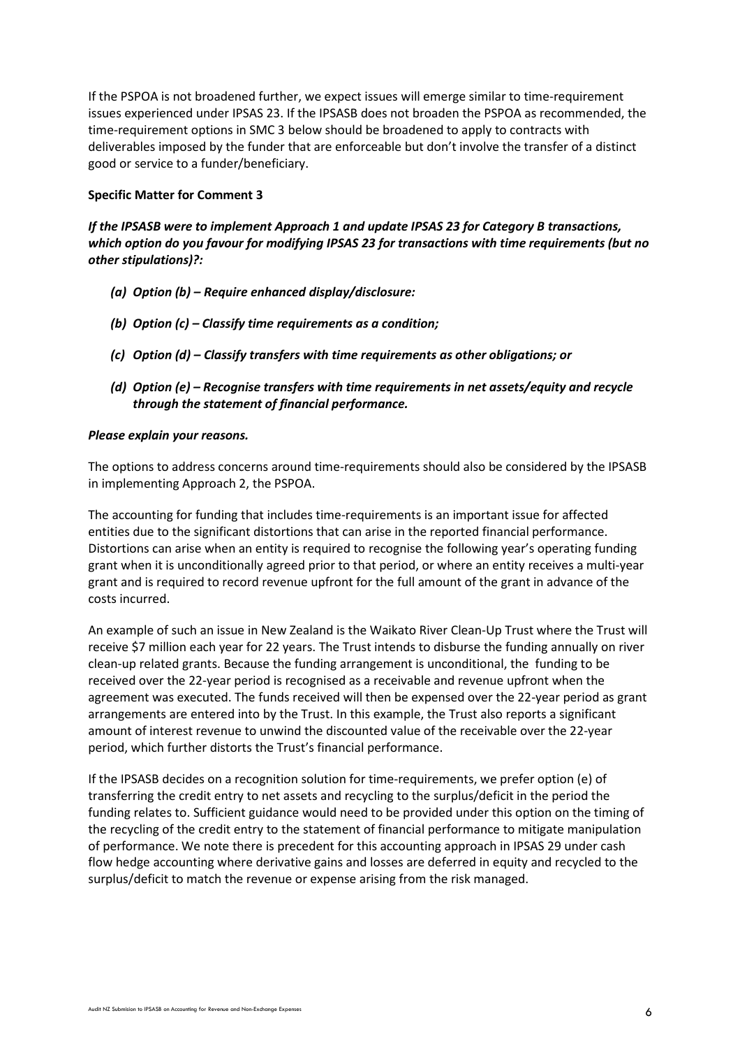If the PSPOA is not broadened further, we expect issues will emerge similar to time-requirement issues experienced under IPSAS 23. If the IPSASB does not broaden the PSPOA as recommended, the time-requirement options in SMC 3 below should be broadened to apply to contracts with deliverables imposed by the funder that are enforceable but don't involve the transfer of a distinct good or service to a funder/beneficiary.

**Specific Matter for Comment 3**

***If the IPSASB were to implement Approach 1 and update IPSAS 23 for Category B transactions, which option do you favour for modifying IPSAS 23 for transactions with time requirements (but no other stipulations)?:***

- ***(a) Option (b) – Require enhanced display/disclosure:***
- ***(b) Option (c) – Classify time requirements as a condition;***
- ***(c) Option (d) – Classify transfers with time requirements as other obligations; or***
- ***(d) Option (e) – Recognise transfers with time requirements in net assets/equity and recycle through the statement of financial performance.***

***Please explain your reasons.***

The options to address concerns around time-requirements should also be considered by the IPSASB in implementing Approach 2, the PSPOA.

The accounting for funding that includes time-requirements is an important issue for affected entities due to the significant distortions that can arise in the reported financial performance. Distortions can arise when an entity is required to recognise the following year's operating funding grant when it is unconditionally agreed prior to that period, or where an entity receives a multi-year grant and is required to record revenue upfront for the full amount of the grant in advance of the costs incurred.

An example of such an issue in New Zealand is the Waikato River Clean-Up Trust where the Trust will receive $7 million each year for 22 years. The Trust intends to disburse the funding annually on river clean-up related grants. Because the funding arrangement is unconditional, the funding to be received over the 22-year period is recognised as a receivable and revenue upfront when the agreement was executed. The funds received will then be expensed over the 22-year period as grant arrangements are entered into by the Trust. In this example, the Trust also reports a significant amount of interest revenue to unwind the discounted value of the receivable over the 22-year period, which further distorts the Trust's financial performance.

If the IPSASB decides on a recognition solution for time-requirements, we prefer option (e) of transferring the credit entry to net assets and recycling to the surplus/deficit in the period the funding relates to. Sufficient guidance would need to be provided under this option on the timing of the recycling of the credit entry to the statement of financial performance to mitigate manipulation of performance. We note there is precedent for this accounting approach in IPSAS 29 under cash flow hedge accounting where derivative gains and losses are deferred in equity and recycled to the surplus/deficit to match the revenue or expense arising from the risk managed.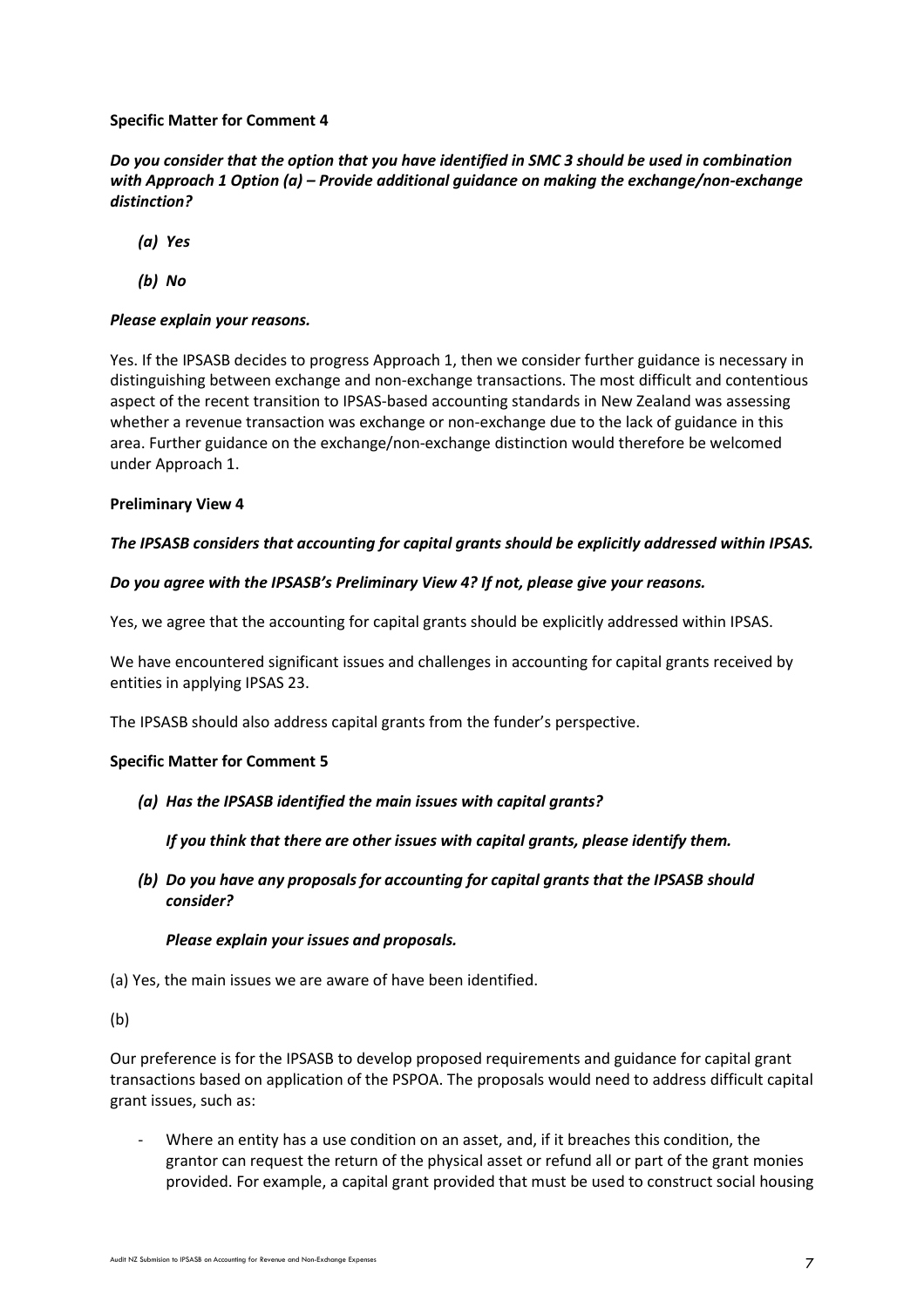**Specific Matter for Comment 4**

***Do you consider that the option that you have identified in SMC 3 should be used in combination with Approach 1 Option (a) – Provide additional guidance on making the exchange/non-exchange distinction?***

- ***(a) Yes***
- ***(b) No***

***Please explain your reasons.***

Yes. If the IPSASB decides to progress Approach 1, then we consider further guidance is necessary in distinguishing between exchange and non-exchange transactions. The most difficult and contentious aspect of the recent transition to IPSAS-based accounting standards in New Zealand was assessing whether a revenue transaction was exchange or non-exchange due to the lack of guidance in this area. Further guidance on the exchange/non-exchange distinction would therefore be welcomed under Approach 1.

**Preliminary View 4**

***The IPSASB considers that accounting for capital grants should be explicitly addressed within IPSAS.***

***Do you agree with the IPSASB's Preliminary View 4? If not, please give your reasons.***

Yes, we agree that the accounting for capital grants should be explicitly addressed within IPSAS.

We have encountered significant issues and challenges in accounting for capital grants received by entities in applying IPSAS 23.

The IPSASB should also address capital grants from the funder's perspective.

**Specific Matter for Comment 5**

- ***(a) Has the IPSASB identified the main issues with capital grants?***

  ***If you think that there are other issues with capital grants, please identify them.***

- ***(b) Do you have any proposals for accounting for capital grants that the IPSASB should consider?***

  ***Please explain your issues and proposals.***

(a) Yes, the main issues we are aware of have been identified.

(b)

Our preference is for the IPSASB to develop proposed requirements and guidance for capital grant transactions based on application of the PSPOA. The proposals would need to address difficult capital grant issues, such as:

- Where an entity has a use condition on an asset, and, if it breaches this condition, the grantor can request the return of the physical asset or refund all or part of the grant monies provided. For example, a capital grant provided that must be used to construct social housing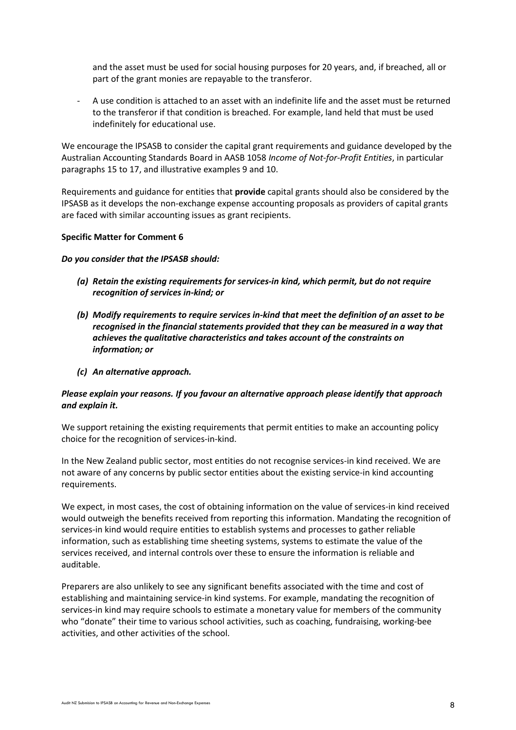and the asset must be used for social housing purposes for 20 years, and, if breached, all or part of the grant monies are repayable to the transferor.

- A use condition is attached to an asset with an indefinite life and the asset must be returned to the transferor if that condition is breached. For example, land held that must be used indefinitely for educational use.

We encourage the IPSASB to consider the capital grant requirements and guidance developed by the Australian Accounting Standards Board in AASB 1058 *Income of Not-for-Profit Entities*, in particular paragraphs 15 to 17, and illustrative examples 9 and 10.

Requirements and guidance for entities that **provide** capital grants should also be considered by the IPSASB as it develops the non-exchange expense accounting proposals as providers of capital grants are faced with similar accounting issues as grant recipients.

**Specific Matter for Comment 6**

***Do you consider that the IPSASB should:***

- ***(a) Retain the existing requirements for services-in kind, which permit, but do not require recognition of services in-kind; or***
- ***(b) Modify requirements to require services in-kind that meet the definition of an asset to be recognised in the financial statements provided that they can be measured in a way that achieves the qualitative characteristics and takes account of the constraints on information; or***
- ***(c) An alternative approach.***

***Please explain your reasons. If you favour an alternative approach please identify that approach and explain it.***

We support retaining the existing requirements that permit entities to make an accounting policy choice for the recognition of services-in-kind.

In the New Zealand public sector, most entities do not recognise services-in kind received. We are not aware of any concerns by public sector entities about the existing service-in kind accounting requirements.

We expect, in most cases, the cost of obtaining information on the value of services-in kind received would outweigh the benefits received from reporting this information. Mandating the recognition of services-in kind would require entities to establish systems and processes to gather reliable information, such as establishing time sheeting systems, systems to estimate the value of the services received, and internal controls over these to ensure the information is reliable and auditable.

Preparers are also unlikely to see any significant benefits associated with the time and cost of establishing and maintaining service-in kind systems. For example, mandating the recognition of services-in kind may require schools to estimate a monetary value for members of the community who "donate" their time to various school activities, such as coaching, fundraising, working-bee activities, and other activities of the school.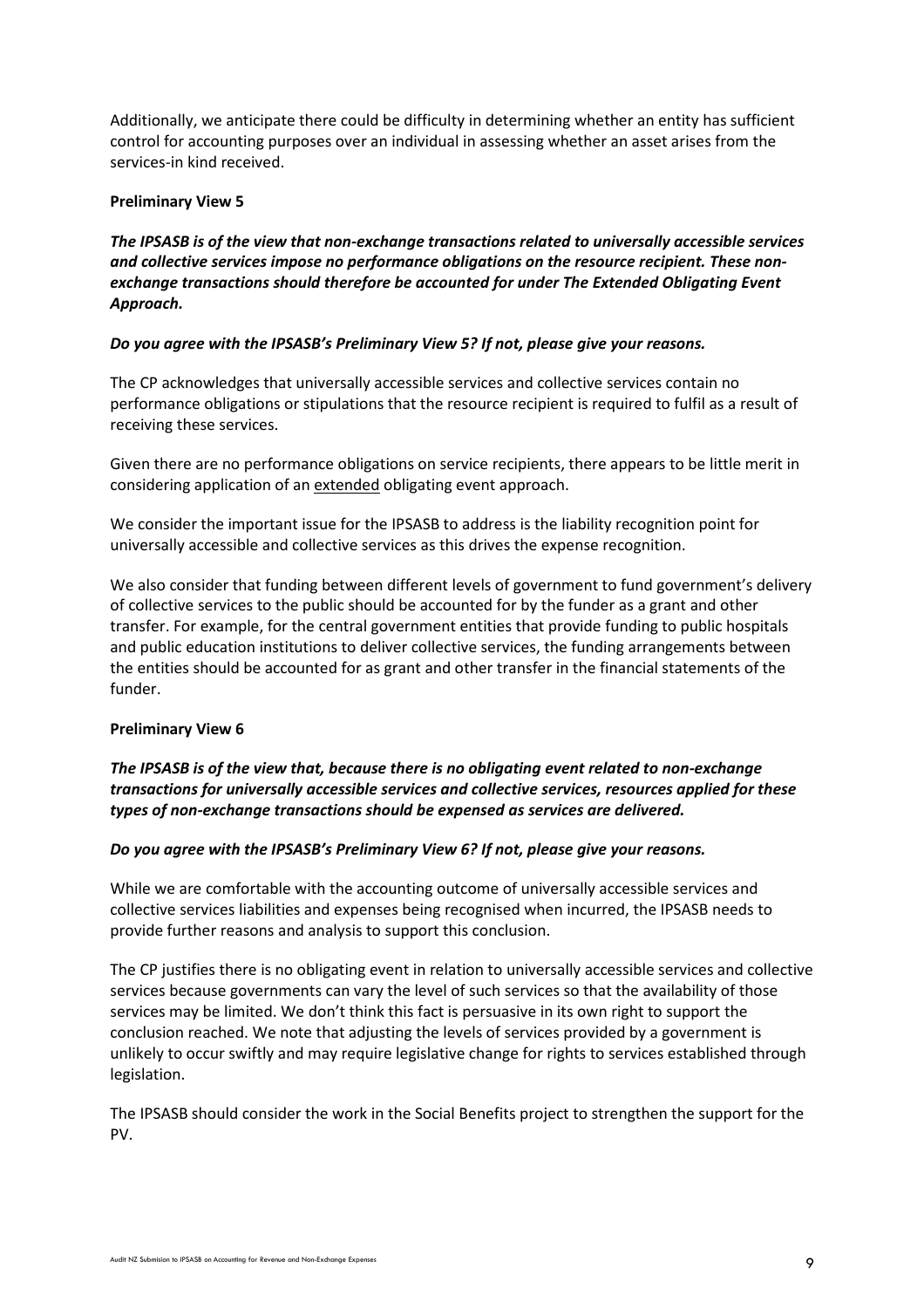Additionally, we anticipate there could be difficulty in determining whether an entity has sufficient control for accounting purposes over an individual in assessing whether an asset arises from the services-in kind received.

**Preliminary View 5**

***The IPSASB is of the view that non-exchange transactions related to universally accessible services and collective services impose no performance obligations on the resource recipient. These non-exchange transactions should therefore be accounted for under The Extended Obligating Event Approach.***

***Do you agree with the IPSASB's Preliminary View 5? If not, please give your reasons.***

The CP acknowledges that universally accessible services and collective services contain no performance obligations or stipulations that the resource recipient is required to fulfil as a result of receiving these services.

Given there are no performance obligations on service recipients, there appears to be little merit in considering application of an extended obligating event approach.

We consider the important issue for the IPSASB to address is the liability recognition point for universally accessible and collective services as this drives the expense recognition.

We also consider that funding between different levels of government to fund government's delivery of collective services to the public should be accounted for by the funder as a grant and other transfer. For example, for the central government entities that provide funding to public hospitals and public education institutions to deliver collective services, the funding arrangements between the entities should be accounted for as grant and other transfer in the financial statements of the funder.

**Preliminary View 6**

***The IPSASB is of the view that, because there is no obligating event related to non-exchange transactions for universally accessible services and collective services, resources applied for these types of non-exchange transactions should be expensed as services are delivered.***

***Do you agree with the IPSASB's Preliminary View 6? If not, please give your reasons.***

While we are comfortable with the accounting outcome of universally accessible services and collective services liabilities and expenses being recognised when incurred, the IPSASB needs to provide further reasons and analysis to support this conclusion.

The CP justifies there is no obligating event in relation to universally accessible services and collective services because governments can vary the level of such services so that the availability of those services may be limited. We don't think this fact is persuasive in its own right to support the conclusion reached. We note that adjusting the levels of services provided by a government is unlikely to occur swiftly and may require legislative change for rights to services established through legislation.

The IPSASB should consider the work in the Social Benefits project to strengthen the support for the PV.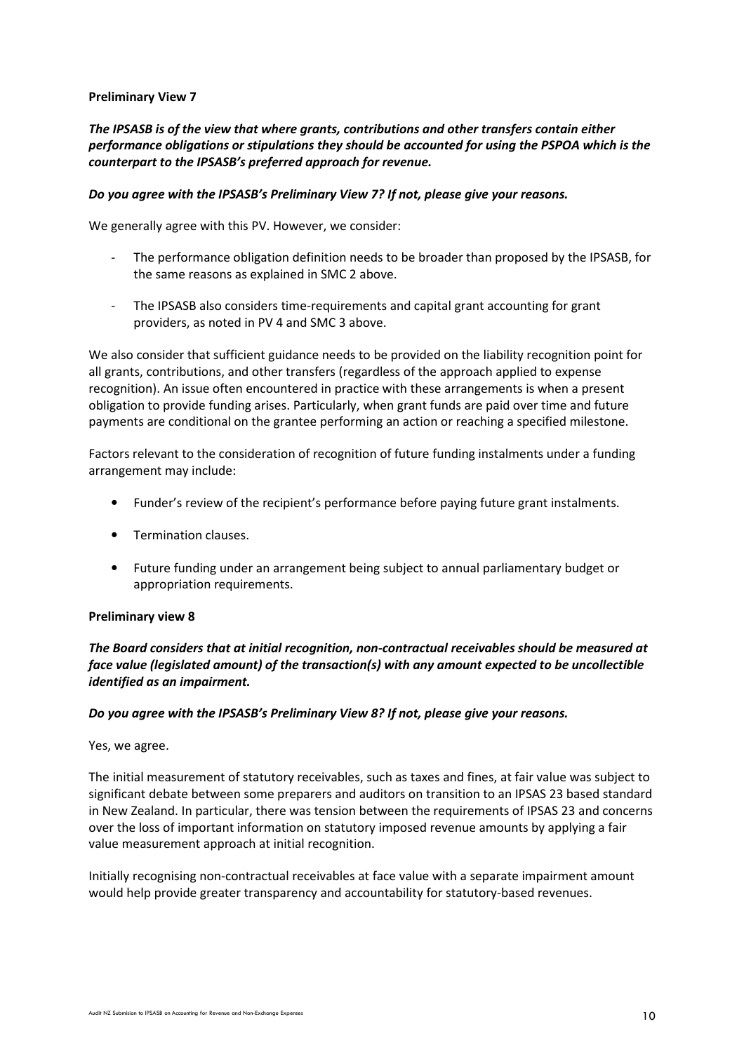**Preliminary View 7**

***The IPSASB is of the view that where grants, contributions and other transfers contain either performance obligations or stipulations they should be accounted for using the PSPOA which is the counterpart to the IPSASB's preferred approach for revenue.***

***Do you agree with the IPSASB's Preliminary View 7? If not, please give your reasons.***

We generally agree with this PV. However, we consider:

- The performance obligation definition needs to be broader than proposed by the IPSASB, for the same reasons as explained in SMC 2 above.
- The IPSASB also considers time-requirements and capital grant accounting for grant providers, as noted in PV 4 and SMC 3 above.

We also consider that sufficient guidance needs to be provided on the liability recognition point for all grants, contributions, and other transfers (regardless of the approach applied to expense recognition). An issue often encountered in practice with these arrangements is when a present obligation to provide funding arises. Particularly, when grant funds are paid over time and future payments are conditional on the grantee performing an action or reaching a specified milestone.

Factors relevant to the consideration of recognition of future funding instalments under a funding arrangement may include:

- Funder's review of the recipient's performance before paying future grant instalments.
- Termination clauses.
- Future funding under an arrangement being subject to annual parliamentary budget or appropriation requirements.

**Preliminary view 8**

***The Board considers that at initial recognition, non-contractual receivables should be measured at face value (legislated amount) of the transaction(s) with any amount expected to be uncollectible identified as an impairment.***

***Do you agree with the IPSASB's Preliminary View 8? If not, please give your reasons.***

Yes, we agree.

The initial measurement of statutory receivables, such as taxes and fines, at fair value was subject to significant debate between some preparers and auditors on transition to an IPSAS 23 based standard in New Zealand. In particular, there was tension between the requirements of IPSAS 23 and concerns over the loss of important information on statutory imposed revenue amounts by applying a fair value measurement approach at initial recognition.

Initially recognising non-contractual receivables at face value with a separate impairment amount would help provide greater transparency and accountability for statutory-based revenues.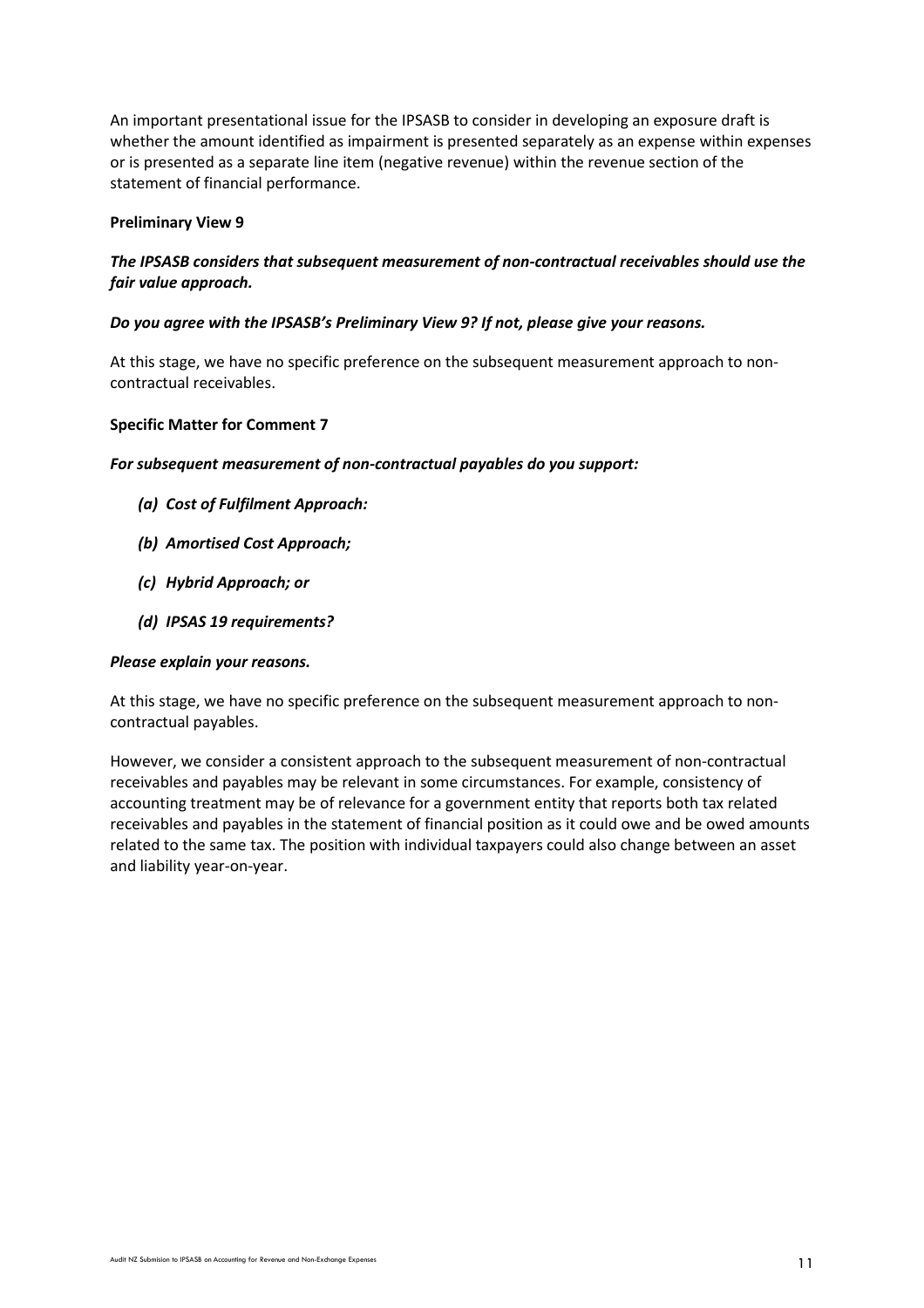An important presentational issue for the IPSASB to consider in developing an exposure draft is whether the amount identified as impairment is presented separately as an expense within expenses or is presented as a separate line item (negative revenue) within the revenue section of the statement of financial performance.

**Preliminary View 9**

***The IPSASB considers that subsequent measurement of non-contractual receivables should use the fair value approach.***

***Do you agree with the IPSASB's Preliminary View 9? If not, please give your reasons.***

At this stage, we have no specific preference on the subsequent measurement approach to non-contractual receivables.

**Specific Matter for Comment 7**

***For subsequent measurement of non-contractual payables do you support:***

- ***(a) Cost of Fulfilment Approach:***
- ***(b) Amortised Cost Approach;***
- ***(c) Hybrid Approach; or***
- ***(d) IPSAS 19 requirements?***

***Please explain your reasons.***

At this stage, we have no specific preference on the subsequent measurement approach to non-contractual payables.

However, we consider a consistent approach to the subsequent measurement of non-contractual receivables and payables may be relevant in some circumstances. For example, consistency of accounting treatment may be of relevance for a government entity that reports both tax related receivables and payables in the statement of financial position as it could owe and be owed amounts related to the same tax. The position with individual taxpayers could also change between an asset and liability year-on-year.